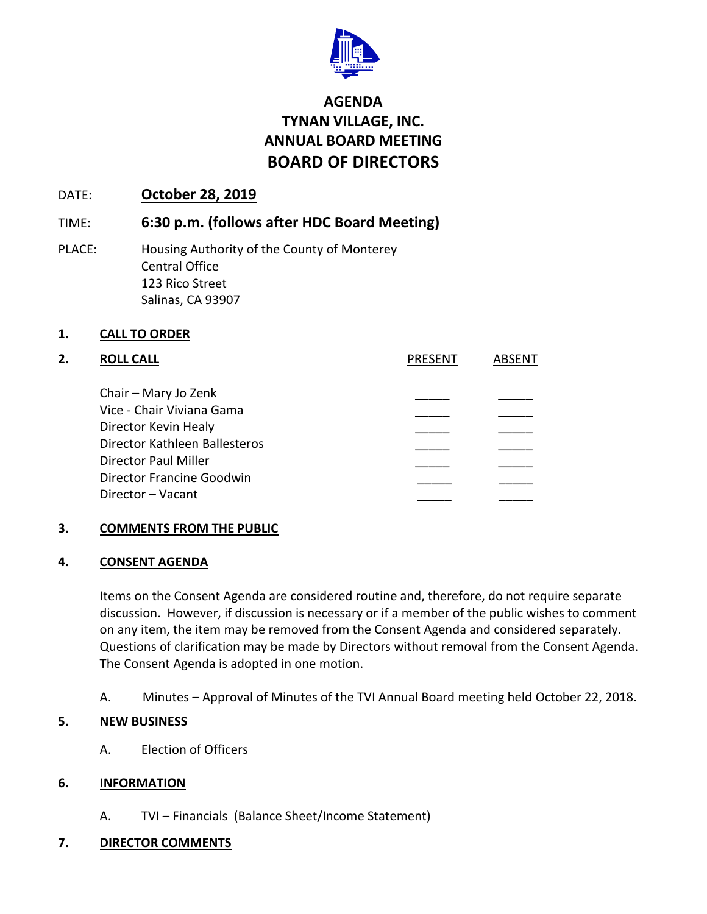# AGENDA
# TYNAN VILLAGE, INC.
# ANNUAL BOARD MEETING
# BOARD OF DIRECTORS

DATE: **October 28, 2019**

TIME: **6:30 p.m. (follows after HDC Board Meeting)**

PLACE: Housing Authority of the County of Monterey
Central Office
123 Rico Street
Salinas, CA 93907

**1. CALL TO ORDER**

**2. ROLL CALL**

| | PRESENT | ABSENT |
|---|---|---|
| Chair – Mary Jo Zenk | _____ | _____ |
| Vice - Chair Viviana Gama | _____ | _____ |
| Director Kevin Healy | _____ | _____ |
| Director Kathleen Ballesteros | _____ | _____ |
| Director Paul Miller | _____ | _____ |
| Director Francine Goodwin | _____ | _____ |
| Director – Vacant | _____ | _____ |

**3. COMMENTS FROM THE PUBLIC**

**4. CONSENT AGENDA**

Items on the Consent Agenda are considered routine and, therefore, do not require separate discussion. However, if discussion is necessary or if a member of the public wishes to comment on any item, the item may be removed from the Consent Agenda and considered separately. Questions of clarification may be made by Directors without removal from the Consent Agenda. The Consent Agenda is adopted in one motion.

A. Minutes – Approval of Minutes of the TVI Annual Board meeting held October 22, 2018.

**5. NEW BUSINESS**

A. Election of Officers

**6. INFORMATION**

A. TVI – Financials (Balance Sheet/Income Statement)

**7. DIRECTOR COMMENTS**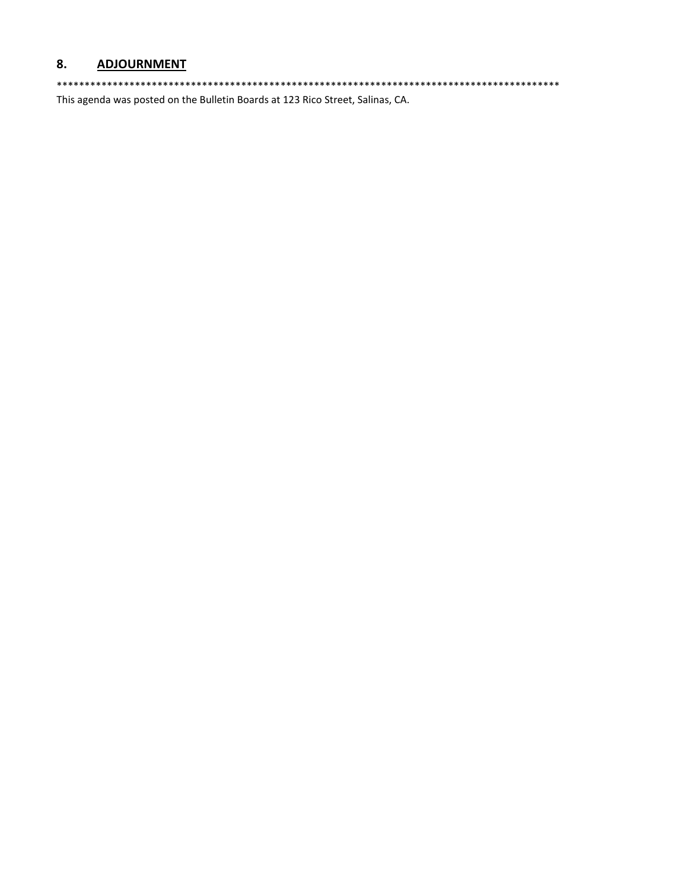## 8. ADJOURNMENT

*******************************************************************************************

This agenda was posted on the Bulletin Boards at 123 Rico Street, Salinas, CA.